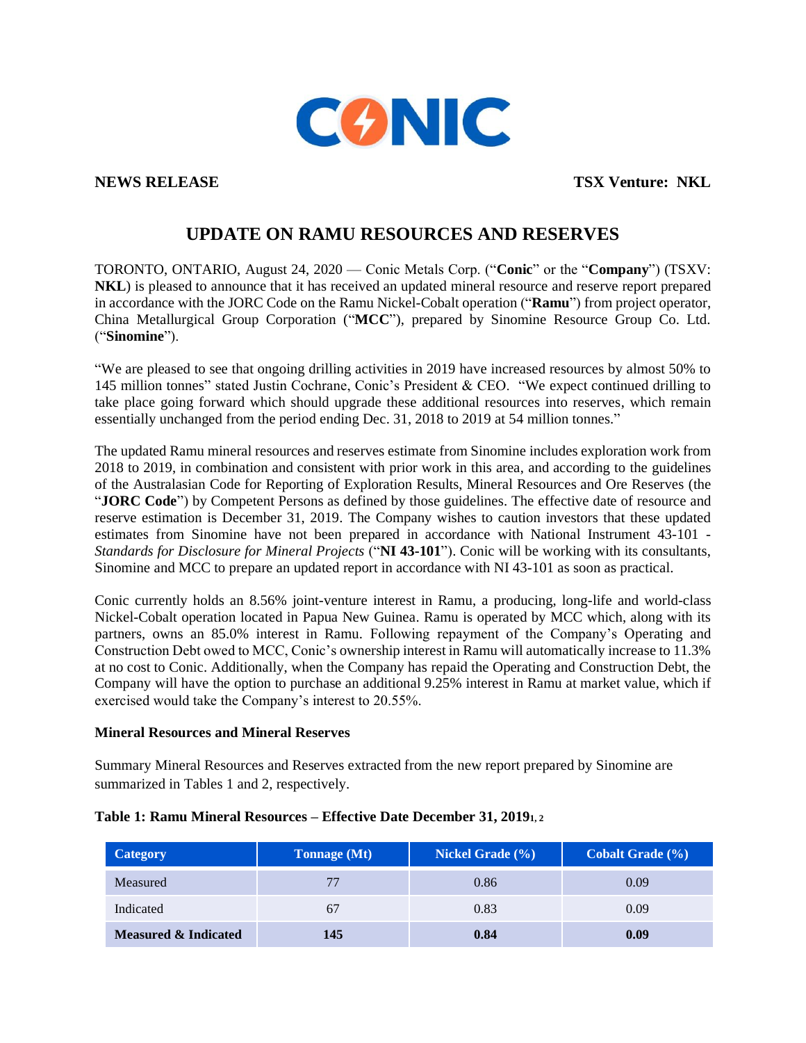CONIC

**NEWS RELEASE** **TSX Venture: NKL**

# UPDATE ON RAMU RESOURCES AND RESERVES

TORONTO, ONTARIO, August 24, 2020 — Conic Metals Corp. ("**Conic**" or the "**Company**") (TSXV: **NKL**) is pleased to announce that it has received an updated mineral resource and reserve report prepared in accordance with the JORC Code on the Ramu Nickel-Cobalt operation ("**Ramu**") from project operator, China Metallurgical Group Corporation ("**MCC**"), prepared by Sinomine Resource Group Co. Ltd. ("**Sinomine**").

"We are pleased to see that ongoing drilling activities in 2019 have increased resources by almost 50% to 145 million tonnes" stated Justin Cochrane, Conic's President & CEO. "We expect continued drilling to take place going forward which should upgrade these additional resources into reserves, which remain essentially unchanged from the period ending Dec. 31, 2018 to 2019 at 54 million tonnes."

The updated Ramu mineral resources and reserves estimate from Sinomine includes exploration work from 2018 to 2019, in combination and consistent with prior work in this area, and according to the guidelines of the Australasian Code for Reporting of Exploration Results, Mineral Resources and Ore Reserves (the "**JORC Code**") by Competent Persons as defined by those guidelines. The effective date of resource and reserve estimation is December 31, 2019. The Company wishes to caution investors that these updated estimates from Sinomine have not been prepared in accordance with National Instrument 43-101 - *Standards for Disclosure for Mineral Projects* ("**NI 43-101**"). Conic will be working with its consultants, Sinomine and MCC to prepare an updated report in accordance with NI 43-101 as soon as practical.

Conic currently holds an 8.56% joint-venture interest in Ramu, a producing, long-life and world-class Nickel-Cobalt operation located in Papua New Guinea. Ramu is operated by MCC which, along with its partners, owns an 85.0% interest in Ramu. Following repayment of the Company's Operating and Construction Debt owed to MCC, Conic's ownership interest in Ramu will automatically increase to 11.3% at no cost to Conic. Additionally, when the Company has repaid the Operating and Construction Debt, the Company will have the option to purchase an additional 9.25% interest in Ramu at market value, which if exercised would take the Company's interest to 20.55%.

**Mineral Resources and Mineral Reserves**

Summary Mineral Resources and Reserves extracted from the new report prepared by Sinomine are summarized in Tables 1 and 2, respectively.

**Table 1: Ramu Mineral Resources – Effective Date December 31, 2019[1, 2]**

| Category | Tonnage (Mt) | Nickel Grade (%) | Cobalt Grade (%) |
|---|---|---|---|
| Measured | 77 | 0.86 | 0.09 |
| Indicated | 67 | 0.83 | 0.09 |
| **Measured & Indicated** | **145** | **0.84** | **0.09** |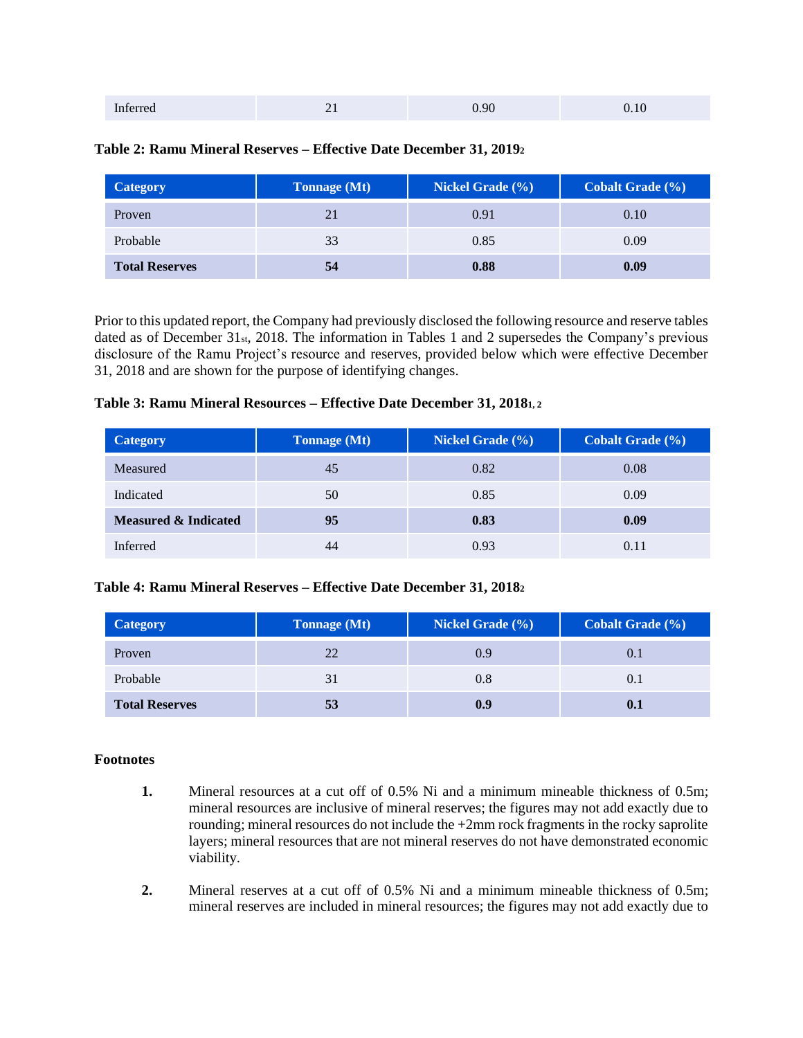| Inferred | 21 | 0.90 | 0.10 |
|---|---|---|---|

**Table 2: Ramu Mineral Reserves – Effective Date December 31, 2019[2]**

| Category | Tonnage (Mt) | Nickel Grade (%) | Cobalt Grade (%) |
|---|---|---|---|
| Proven | 21 | 0.91 | 0.10 |
| Probable | 33 | 0.85 | 0.09 |
| **Total Reserves** | **54** | **0.88** | **0.09** |

Prior to this updated report, the Company had previously disclosed the following resource and reserve tables dated as of December 31st, 2018. The information in Tables 1 and 2 supersedes the Company's previous disclosure of the Ramu Project's resource and reserves, provided below which were effective December 31, 2018 and are shown for the purpose of identifying changes.

**Table 3: Ramu Mineral Resources – Effective Date December 31, 2018[1, 2]**

| Category | Tonnage (Mt) | Nickel Grade (%) | Cobalt Grade (%) |
|---|---|---|---|
| Measured | 45 | 0.82 | 0.08 |
| Indicated | 50 | 0.85 | 0.09 |
| **Measured & Indicated** | **95** | **0.83** | **0.09** |
| Inferred | 44 | 0.93 | 0.11 |

**Table 4: Ramu Mineral Reserves – Effective Date December 31, 2018[2]**

| Category | Tonnage (Mt) | Nickel Grade (%) | Cobalt Grade (%) |
|---|---|---|---|
| Proven | 22 | 0.9 | 0.1 |
| Probable | 31 | 0.8 | 0.1 |
| **Total Reserves** | **53** | **0.9** | **0.1** |

**Footnotes**

1. Mineral resources at a cut off of 0.5% Ni and a minimum mineable thickness of 0.5m; mineral resources are inclusive of mineral reserves; the figures may not add exactly due to rounding; mineral resources do not include the +2mm rock fragments in the rocky saprolite layers; mineral resources that are not mineral reserves do not have demonstrated economic viability.

2. Mineral reserves at a cut off of 0.5% Ni and a minimum mineable thickness of 0.5m; mineral reserves are included in mineral resources; the figures may not add exactly due to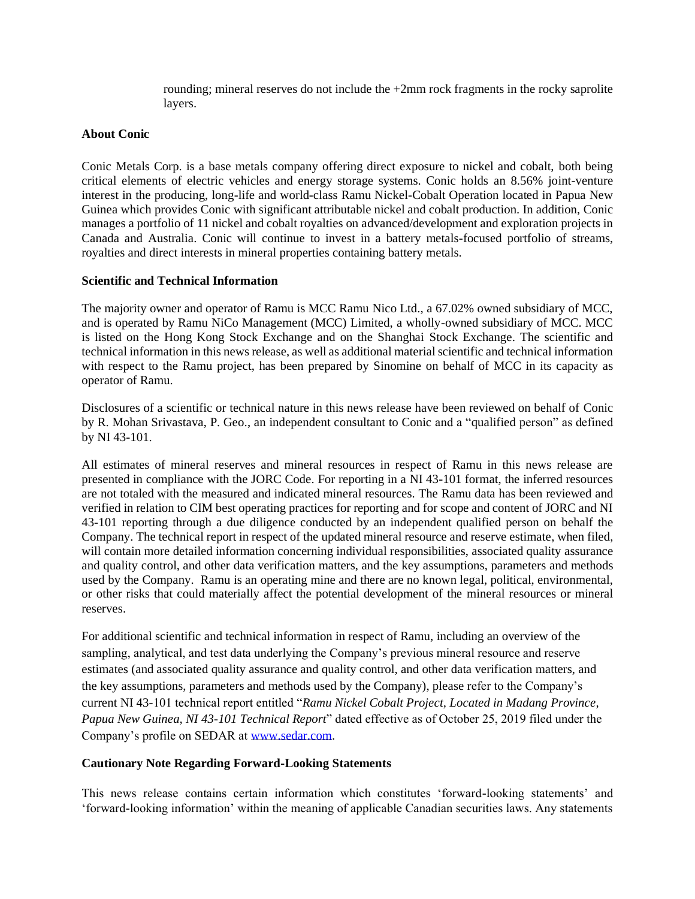rounding; mineral reserves do not include the +2mm rock fragments in the rocky saprolite layers.

**About Conic**

Conic Metals Corp. is a base metals company offering direct exposure to nickel and cobalt, both being critical elements of electric vehicles and energy storage systems. Conic holds an 8.56% joint-venture interest in the producing, long-life and world-class Ramu Nickel-Cobalt Operation located in Papua New Guinea which provides Conic with significant attributable nickel and cobalt production. In addition, Conic manages a portfolio of 11 nickel and cobalt royalties on advanced/development and exploration projects in Canada and Australia. Conic will continue to invest in a battery metals-focused portfolio of streams, royalties and direct interests in mineral properties containing battery metals.

**Scientific and Technical Information**

The majority owner and operator of Ramu is MCC Ramu Nico Ltd., a 67.02% owned subsidiary of MCC, and is operated by Ramu NiCo Management (MCC) Limited, a wholly-owned subsidiary of MCC. MCC is listed on the Hong Kong Stock Exchange and on the Shanghai Stock Exchange. The scientific and technical information in this news release, as well as additional material scientific and technical information with respect to the Ramu project, has been prepared by Sinomine on behalf of MCC in its capacity as operator of Ramu.

Disclosures of a scientific or technical nature in this news release have been reviewed on behalf of Conic by R. Mohan Srivastava, P. Geo., an independent consultant to Conic and a "qualified person" as defined by NI 43-101.

All estimates of mineral reserves and mineral resources in respect of Ramu in this news release are presented in compliance with the JORC Code. For reporting in a NI 43-101 format, the inferred resources are not totaled with the measured and indicated mineral resources. The Ramu data has been reviewed and verified in relation to CIM best operating practices for reporting and for scope and content of JORC and NI 43-101 reporting through a due diligence conducted by an independent qualified person on behalf the Company. The technical report in respect of the updated mineral resource and reserve estimate, when filed, will contain more detailed information concerning individual responsibilities, associated quality assurance and quality control, and other data verification matters, and the key assumptions, parameters and methods used by the Company. Ramu is an operating mine and there are no known legal, political, environmental, or other risks that could materially affect the potential development of the mineral resources or mineral reserves.

For additional scientific and technical information in respect of Ramu, including an overview of the sampling, analytical, and test data underlying the Company's previous mineral resource and reserve estimates (and associated quality assurance and quality control, and other data verification matters, and the key assumptions, parameters and methods used by the Company), please refer to the Company's current NI 43-101 technical report entitled "*Ramu Nickel Cobalt Project, Located in Madang Province, Papua New Guinea, NI 43-101 Technical Report*" dated effective as of October 25, 2019 filed under the Company's profile on SEDAR at www.sedar.com.

**Cautionary Note Regarding Forward-Looking Statements**

This news release contains certain information which constitutes 'forward-looking statements' and 'forward-looking information' within the meaning of applicable Canadian securities laws. Any statements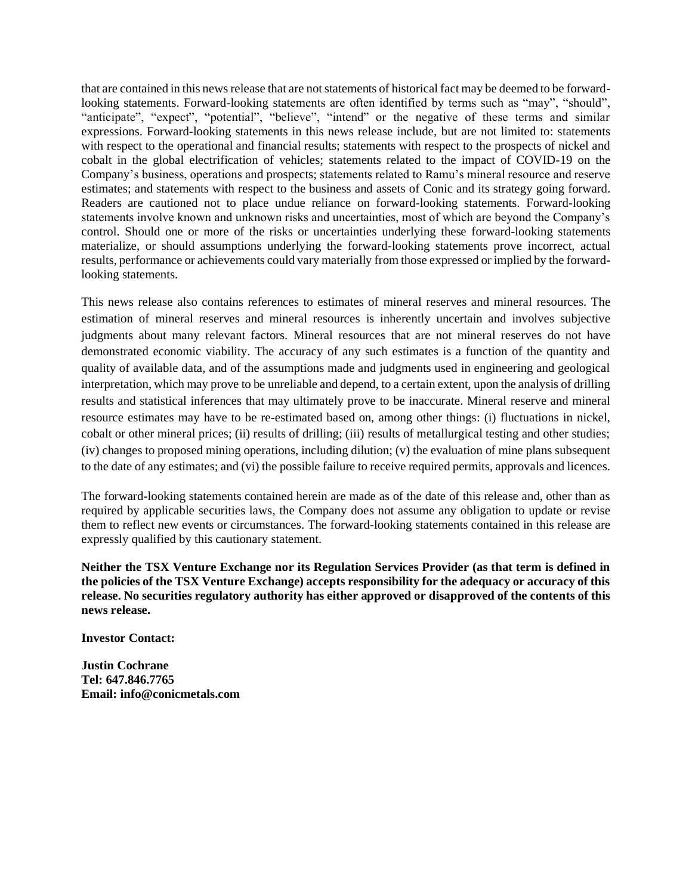that are contained in this news release that are not statements of historical fact may be deemed to be forward-looking statements. Forward-looking statements are often identified by terms such as "may", "should", "anticipate", "expect", "potential", "believe", "intend" or the negative of these terms and similar expressions. Forward-looking statements in this news release include, but are not limited to: statements with respect to the operational and financial results; statements with respect to the prospects of nickel and cobalt in the global electrification of vehicles; statements related to the impact of COVID-19 on the Company's business, operations and prospects; statements related to Ramu's mineral resource and reserve estimates; and statements with respect to the business and assets of Conic and its strategy going forward. Readers are cautioned not to place undue reliance on forward-looking statements. Forward-looking statements involve known and unknown risks and uncertainties, most of which are beyond the Company's control. Should one or more of the risks or uncertainties underlying these forward-looking statements materialize, or should assumptions underlying the forward-looking statements prove incorrect, actual results, performance or achievements could vary materially from those expressed or implied by the forward-looking statements.

This news release also contains references to estimates of mineral reserves and mineral resources. The estimation of mineral reserves and mineral resources is inherently uncertain and involves subjective judgments about many relevant factors. Mineral resources that are not mineral reserves do not have demonstrated economic viability. The accuracy of any such estimates is a function of the quantity and quality of available data, and of the assumptions made and judgments used in engineering and geological interpretation, which may prove to be unreliable and depend, to a certain extent, upon the analysis of drilling results and statistical inferences that may ultimately prove to be inaccurate. Mineral reserve and mineral resource estimates may have to be re-estimated based on, among other things: (i) fluctuations in nickel, cobalt or other mineral prices; (ii) results of drilling; (iii) results of metallurgical testing and other studies; (iv) changes to proposed mining operations, including dilution; (v) the evaluation of mine plans subsequent to the date of any estimates; and (vi) the possible failure to receive required permits, approvals and licences.

The forward-looking statements contained herein are made as of the date of this release and, other than as required by applicable securities laws, the Company does not assume any obligation to update or revise them to reflect new events or circumstances. The forward-looking statements contained in this release are expressly qualified by this cautionary statement.

**Neither the TSX Venture Exchange nor its Regulation Services Provider (as that term is defined in the policies of the TSX Venture Exchange) accepts responsibility for the adequacy or accuracy of this release. No securities regulatory authority has either approved or disapproved of the contents of this news release.**

**Investor Contact:**

**Justin Cochrane**
**Tel: 647.846.7765**
**Email: info@conicmetals.com**